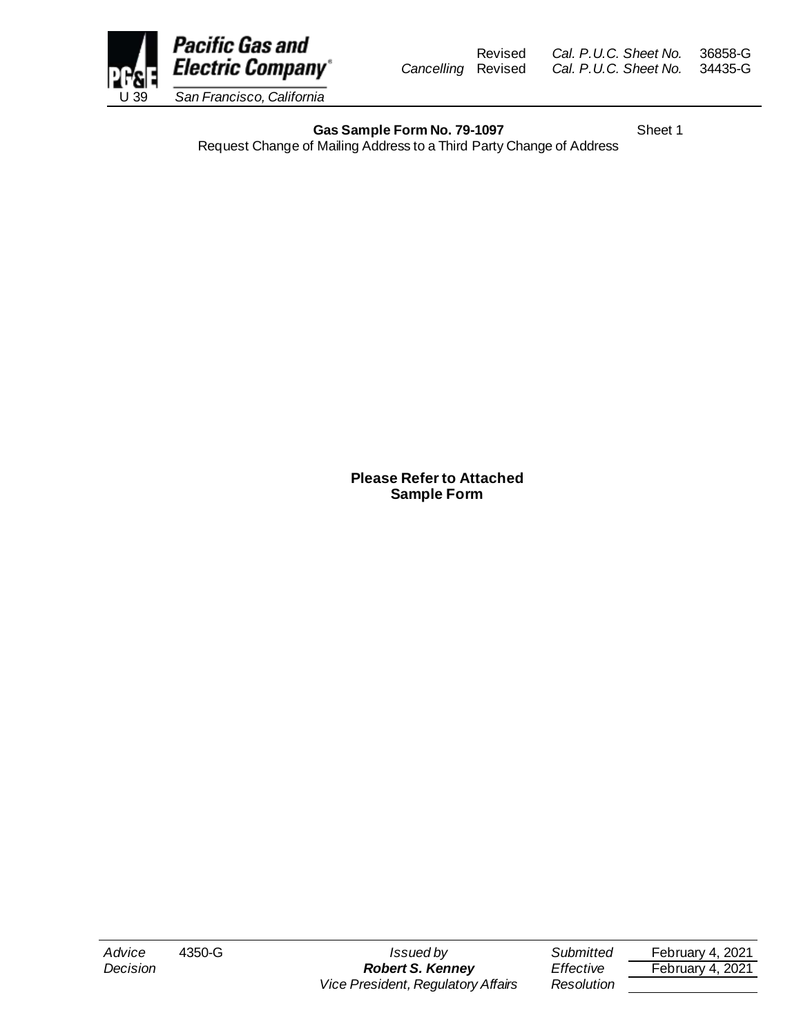**Pacific Gas and Electric Company**
U 39 San Francisco, California

| | | | |
|---|---|---|---|
| | Revised | *Cal. P.U.C. Sheet No.* | 36858-G |
| *Cancelling* | Revised | *Cal. P.U.C. Sheet No.* | 34435-G |

**Gas Sample Form No. 79-1097** Sheet 1

Request Change of Mailing Address to a Third Party Change of Address

**Please Refer to Attached Sample Form**

| | | | | |
|---|---|---|---|---|
| *Advice* | 4350-G | *Issued by* | *Submitted* | February 4, 2021 |
| *Decision* | | ***Robert S. Kenney*** | *Effective* | February 4, 2021 |
| | | *Vice President, Regulatory Affairs* | *Resolution* | |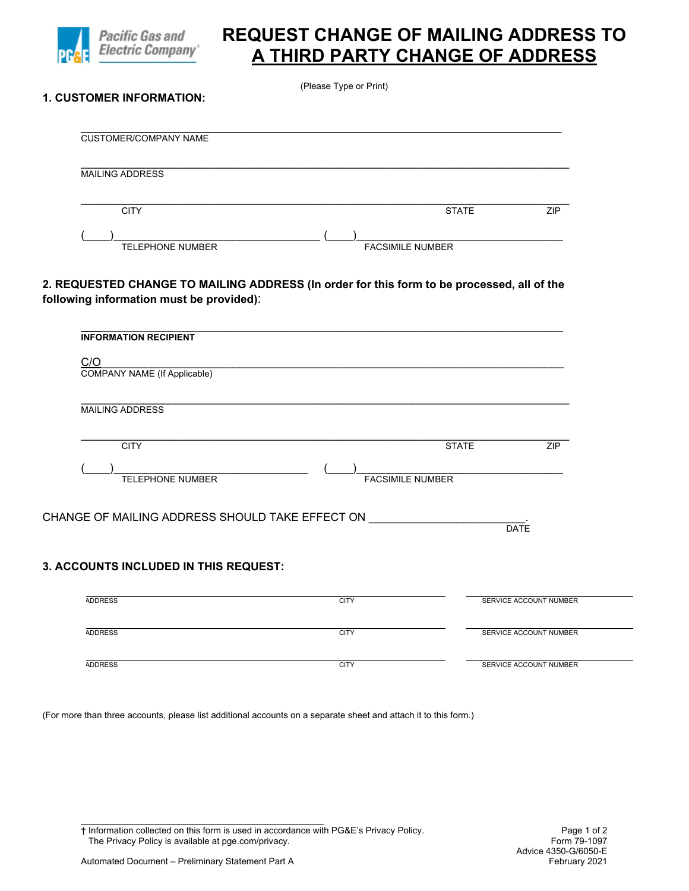Pacific Gas and Electric Company

# REQUEST CHANGE OF MAILING ADDRESS TO A THIRD PARTY CHANGE OF ADDRESS

(Please Type or Print)

## 1. CUSTOMER INFORMATION:

______________________________________________________________
CUSTOMER/COMPANY NAME

______________________________________________________________
MAILING ADDRESS

______________________________________________________________
CITY STATE ZIP

(____)______________________________ (____)______________________________
TELEPHONE NUMBER FACSIMILE NUMBER

## 2. REQUESTED CHANGE TO MAILING ADDRESS (In order for this form to be processed, all of the following information must be provided):

______________________________________________________________
**INFORMATION RECIPIENT**

C/O___________________________________________________________
COMPANY NAME (If Applicable)

______________________________________________________________
MAILING ADDRESS

______________________________________________________________
CITY STATE ZIP

(____)______________________________ (____)______________________________
TELEPHONE NUMBER FACSIMILE NUMBER

CHANGE OF MAILING ADDRESS SHOULD TAKE EFFECT ON ________________________.
DATE

## 3. ACCOUNTS INCLUDED IN THIS REQUEST:

| ADDRESS | CITY | SERVICE ACCOUNT NUMBER |
|---|---|---|
| | | |
| ADDRESS | CITY | SERVICE ACCOUNT NUMBER |
| | | |
| ADDRESS | CITY | SERVICE ACCOUNT NUMBER |

(For more than three accounts, please list additional accounts on a separate sheet and attach it to this form.)

† Information collected on this form is used in accordance with PG&E's Privacy Policy. The Privacy Policy is available at pge.com/privacy.

Automated Document – Preliminary Statement Part A

Form 79-1097
Advice 4350-G/6050-E
February 2021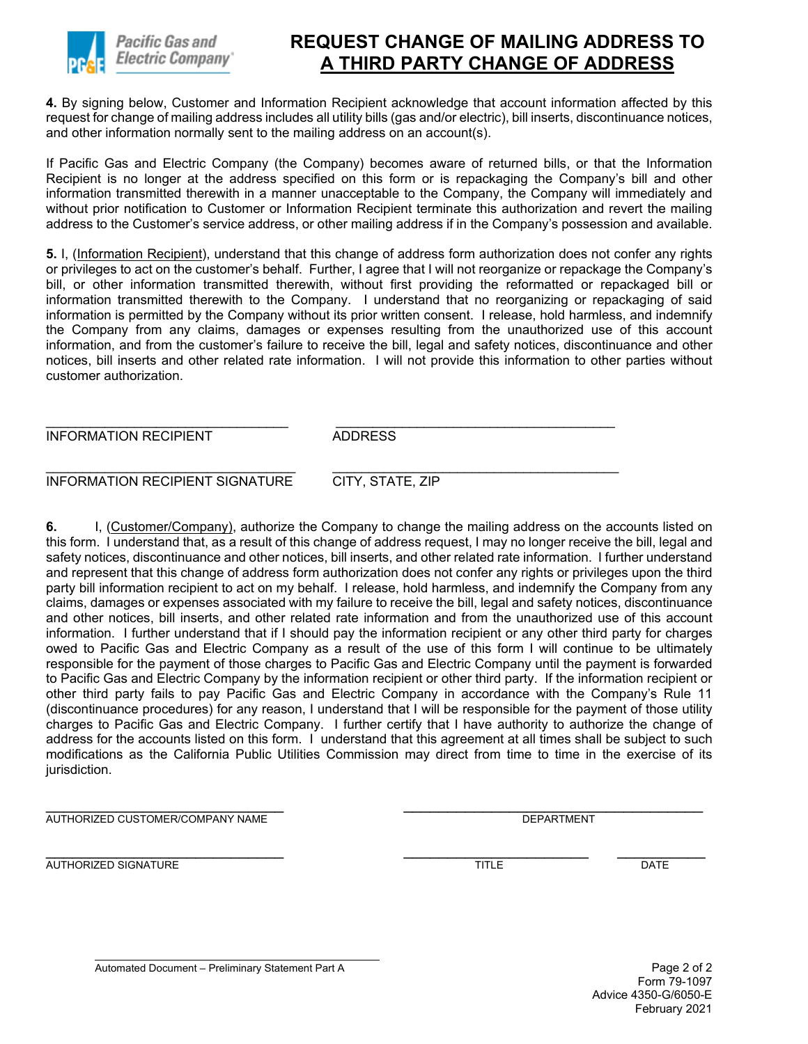# REQUEST CHANGE OF MAILING ADDRESS TO A THIRD PARTY CHANGE OF ADDRESS

**4.** By signing below, Customer and Information Recipient acknowledge that account information affected by this request for change of mailing address includes all utility bills (gas and/or electric), bill inserts, discontinuance notices, and other information normally sent to the mailing address on an account(s).

If Pacific Gas and Electric Company (the Company) becomes aware of returned bills, or that the Information Recipient is no longer at the address specified on this form or is repackaging the Company's bill and other information transmitted therewith in a manner unacceptable to the Company, the Company will immediately and without prior notification to Customer or Information Recipient terminate this authorization and revert the mailing address to the Customer's service address, or other mailing address if in the Company's possession and available.

**5.** I, (Information Recipient), understand that this change of address form authorization does not confer any rights or privileges to act on the customer's behalf. Further, I agree that I will not reorganize or repackage the Company's bill, or other information transmitted therewith, without first providing the reformatted or repackaged bill or information transmitted therewith to the Company. I understand that no reorganizing or repackaging of said information is permitted by the Company without its prior written consent. I release, hold harmless, and indemnify the Company from any claims, damages or expenses resulting from the unauthorized use of this account information, and from the customer's failure to receive the bill, legal and safety notices, discontinuance and other notices, bill inserts and other related rate information. I will not provide this information to other parties without customer authorization.

| | |
|---|---|
| ______________________________ | ______________________________ |
| INFORMATION RECIPIENT | ADDRESS |
| ______________________________ | ______________________________ |
| INFORMATION RECIPIENT SIGNATURE | CITY, STATE, ZIP |

**6.** I, (Customer/Company), authorize the Company to change the mailing address on the accounts listed on this form. I understand that, as a result of this change of address request, I may no longer receive the bill, legal and safety notices, discontinuance and other notices, bill inserts, and other related rate information. I further understand and represent that this change of address form authorization does not confer any rights or privileges upon the third party bill information recipient to act on my behalf. I release, hold harmless, and indemnify the Company from any claims, damages or expenses associated with my failure to receive the bill, legal and safety notices, discontinuance and other notices, bill inserts, and other related rate information and from the unauthorized use of this account information. I further understand that if I should pay the information recipient or any other third party for charges owed to Pacific Gas and Electric Company as a result of the use of this form I will continue to be ultimately responsible for the payment of those charges to Pacific Gas and Electric Company until the payment is forwarded to Pacific Gas and Electric Company by the information recipient or other third party. If the information recipient or other third party fails to pay Pacific Gas and Electric Company in accordance with the Company's Rule 11 (discontinuance procedures) for any reason, I understand that I will be responsible for the payment of those utility charges to Pacific Gas and Electric Company. I further certify that I have authority to authorize the change of address for the accounts listed on this form. I understand that this agreement at all times shall be subject to such modifications as the California Public Utilities Commission may direct from time to time in the exercise of its jurisdiction.

| | | |
|---|---|---|
| ______________________________ | ______________________________ | |
| AUTHORIZED CUSTOMER/COMPANY NAME | DEPARTMENT | |
| ______________________________ | ______________________________ | ____________ |
| AUTHORIZED SIGNATURE | TITLE | DATE |

Automated Document – Preliminary Statement Part A

Form 79-1097
Advice 4350-G/6050-E
February 2021